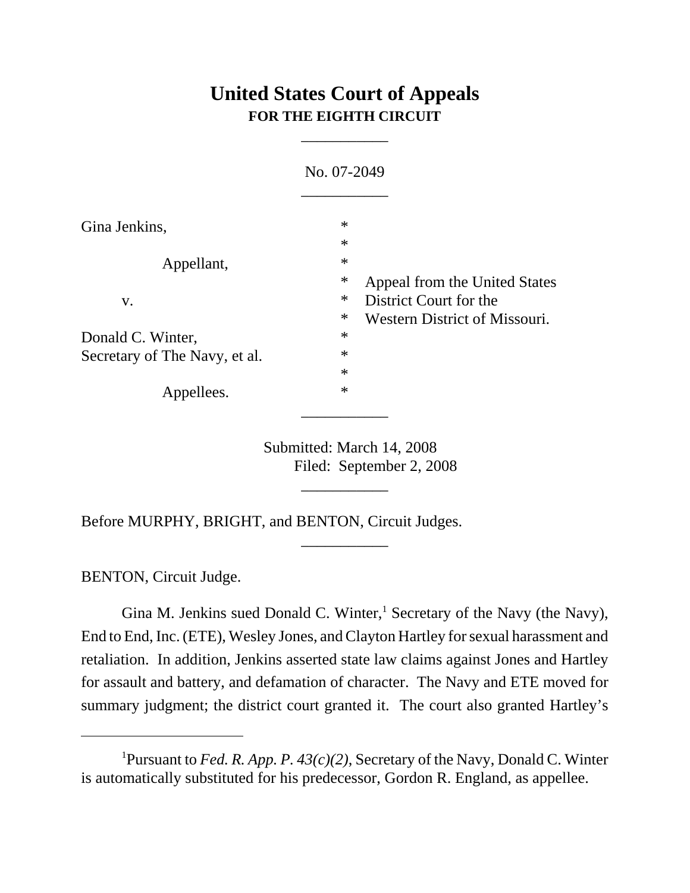# United States Court of Appeals
## FOR THE EIGHTH CIRCUIT

---

No. 07-2049

---

| | | |
|---|---|---|
| Gina Jenkins, | * | |
| | * | |
| Appellant, | * | |
| | * | Appeal from the United States |
| v. | * | District Court for the |
| | * | Western District of Missouri. |
| Donald C. Winter, | * | |
| Secretary of The Navy, et al. | * | |
| | * | |
| Appellees. | * | |

---

Submitted: March 14, 2008
Filed: September 2, 2008

---

Before MURPHY, BRIGHT, and BENTON, Circuit Judges.

---

BENTON, Circuit Judge.

Gina M. Jenkins sued Donald C. Winter,[1] Secretary of the Navy (the Navy), End to End, Inc. (ETE), Wesley Jones, and Clayton Hartley for sexual harassment and retaliation. In addition, Jenkins asserted state law claims against Jones and Hartley for assault and battery, and defamation of character. The Navy and ETE moved for summary judgment; the district court granted it. The court also granted Hartley's

---

[1]Pursuant to *Fed. R. App. P. 43(c)(2)*, Secretary of the Navy, Donald C. Winter is automatically substituted for his predecessor, Gordon R. England, as appellee.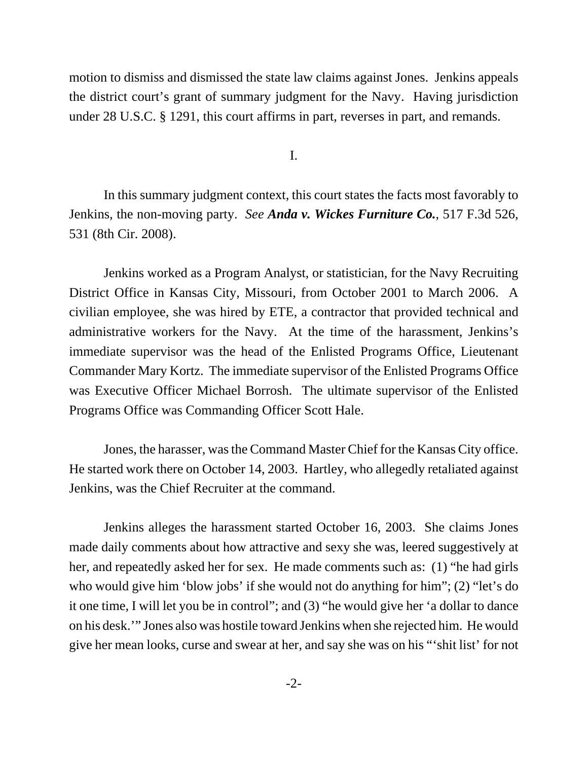motion to dismiss and dismissed the state law claims against Jones. Jenkins appeals the district court's grant of summary judgment for the Navy. Having jurisdiction under 28 U.S.C. § 1291, this court affirms in part, reverses in part, and remands.

I.

In this summary judgment context, this court states the facts most favorably to Jenkins, the non-moving party. *See* ***Anda v. Wickes Furniture Co.***, 517 F.3d 526, 531 (8th Cir. 2008).

Jenkins worked as a Program Analyst, or statistician, for the Navy Recruiting District Office in Kansas City, Missouri, from October 2001 to March 2006. A civilian employee, she was hired by ETE, a contractor that provided technical and administrative workers for the Navy. At the time of the harassment, Jenkins's immediate supervisor was the head of the Enlisted Programs Office, Lieutenant Commander Mary Kortz. The immediate supervisor of the Enlisted Programs Office was Executive Officer Michael Borrosh. The ultimate supervisor of the Enlisted Programs Office was Commanding Officer Scott Hale.

Jones, the harasser, was the Command Master Chief for the Kansas City office. He started work there on October 14, 2003. Hartley, who allegedly retaliated against Jenkins, was the Chief Recruiter at the command.

Jenkins alleges the harassment started October 16, 2003. She claims Jones made daily comments about how attractive and sexy she was, leered suggestively at her, and repeatedly asked her for sex. He made comments such as: (1) "he had girls who would give him 'blow jobs' if she would not do anything for him"; (2) "let's do it one time, I will let you be in control"; and (3) "he would give her 'a dollar to dance on his desk.'" Jones also was hostile toward Jenkins when she rejected him. He would give her mean looks, curse and swear at her, and say she was on his "'shit list' for not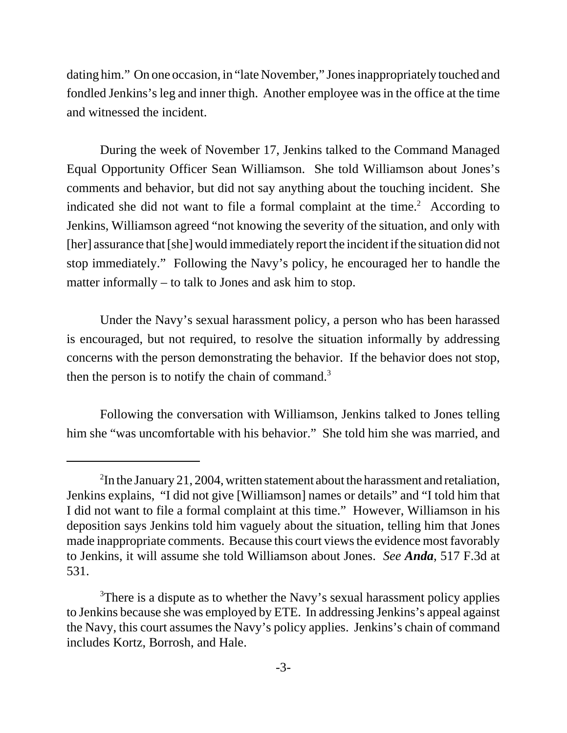dating him." On one occasion, in "late November," Jones inappropriately touched and fondled Jenkins's leg and inner thigh. Another employee was in the office at the time and witnessed the incident.

During the week of November 17, Jenkins talked to the Command Managed Equal Opportunity Officer Sean Williamson. She told Williamson about Jones's comments and behavior, but did not say anything about the touching incident. She indicated she did not want to file a formal complaint at the time.[2] According to Jenkins, Williamson agreed "not knowing the severity of the situation, and only with [her] assurance that [she] would immediately report the incident if the situation did not stop immediately." Following the Navy's policy, he encouraged her to handle the matter informally – to talk to Jones and ask him to stop.

Under the Navy's sexual harassment policy, a person who has been harassed is encouraged, but not required, to resolve the situation informally by addressing concerns with the person demonstrating the behavior. If the behavior does not stop, then the person is to notify the chain of command.[3]

Following the conversation with Williamson, Jenkins talked to Jones telling him she "was uncomfortable with his behavior." She told him she was married, and

---

[2]In the January 21, 2004, written statement about the harassment and retaliation, Jenkins explains, "I did not give [Williamson] names or details" and "I told him that I did not want to file a formal complaint at this time." However, Williamson in his deposition says Jenkins told him vaguely about the situation, telling him that Jones made inappropriate comments. Because this court views the evidence most favorably to Jenkins, it will assume she told Williamson about Jones. *See* ***Anda***, 517 F.3d at 531.

[3]There is a dispute as to whether the Navy's sexual harassment policy applies to Jenkins because she was employed by ETE. In addressing Jenkins's appeal against the Navy, this court assumes the Navy's policy applies. Jenkins's chain of command includes Kortz, Borrosh, and Hale.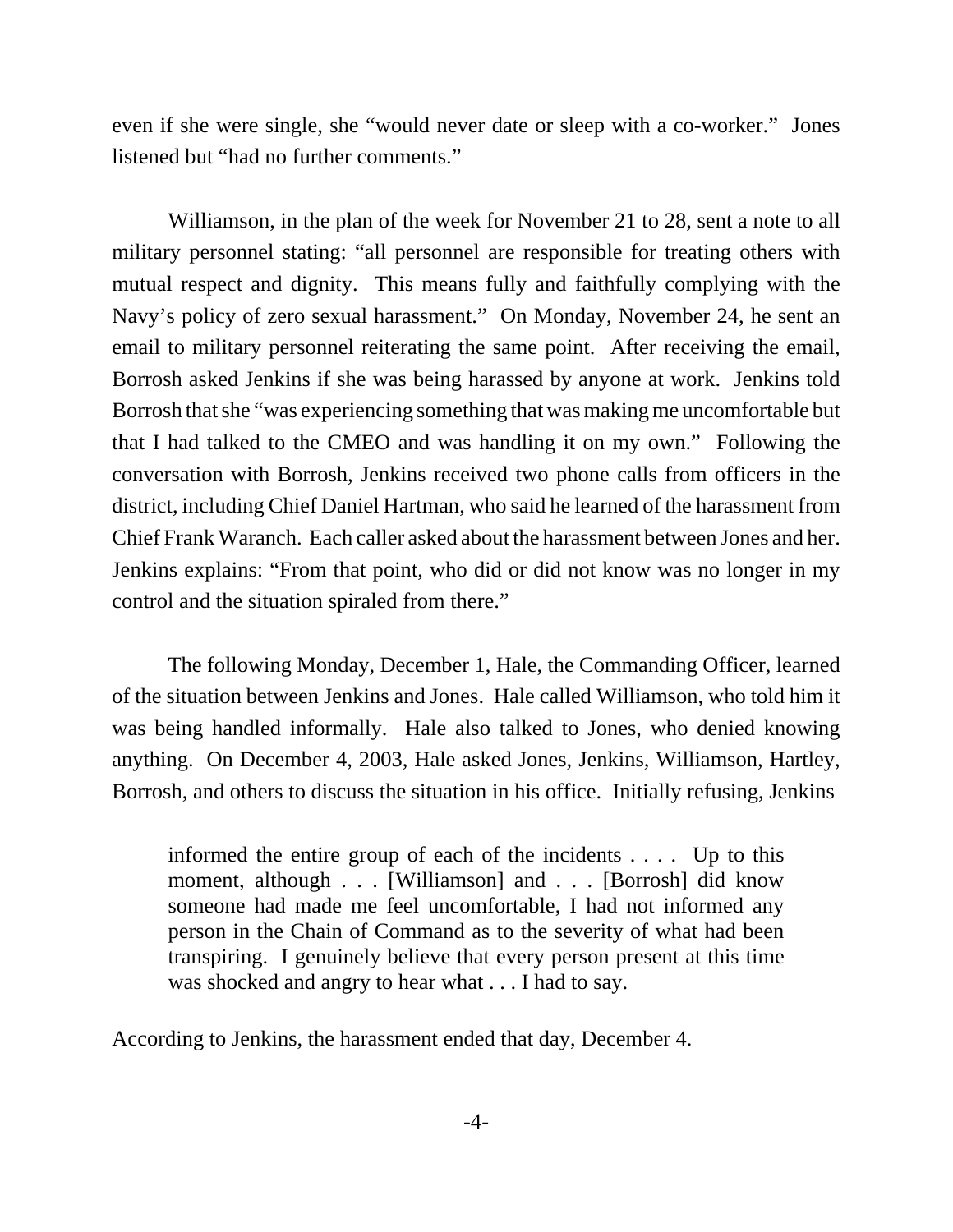even if she were single, she "would never date or sleep with a co-worker." Jones listened but "had no further comments."

Williamson, in the plan of the week for November 21 to 28, sent a note to all military personnel stating: "all personnel are responsible for treating others with mutual respect and dignity. This means fully and faithfully complying with the Navy's policy of zero sexual harassment." On Monday, November 24, he sent an email to military personnel reiterating the same point. After receiving the email, Borrosh asked Jenkins if she was being harassed by anyone at work. Jenkins told Borrosh that she "was experiencing something that was making me uncomfortable but that I had talked to the CMEO and was handling it on my own." Following the conversation with Borrosh, Jenkins received two phone calls from officers in the district, including Chief Daniel Hartman, who said he learned of the harassment from Chief Frank Waranch. Each caller asked about the harassment between Jones and her. Jenkins explains: "From that point, who did or did not know was no longer in my control and the situation spiraled from there."

The following Monday, December 1, Hale, the Commanding Officer, learned of the situation between Jenkins and Jones. Hale called Williamson, who told him it was being handled informally. Hale also talked to Jones, who denied knowing anything. On December 4, 2003, Hale asked Jones, Jenkins, Williamson, Hartley, Borrosh, and others to discuss the situation in his office. Initially refusing, Jenkins

> informed the entire group of each of the incidents . . . . Up to this moment, although . . . [Williamson] and . . . [Borrosh] did know someone had made me feel uncomfortable, I had not informed any person in the Chain of Command as to the severity of what had been transpiring. I genuinely believe that every person present at this time was shocked and angry to hear what . . . I had to say.

According to Jenkins, the harassment ended that day, December 4.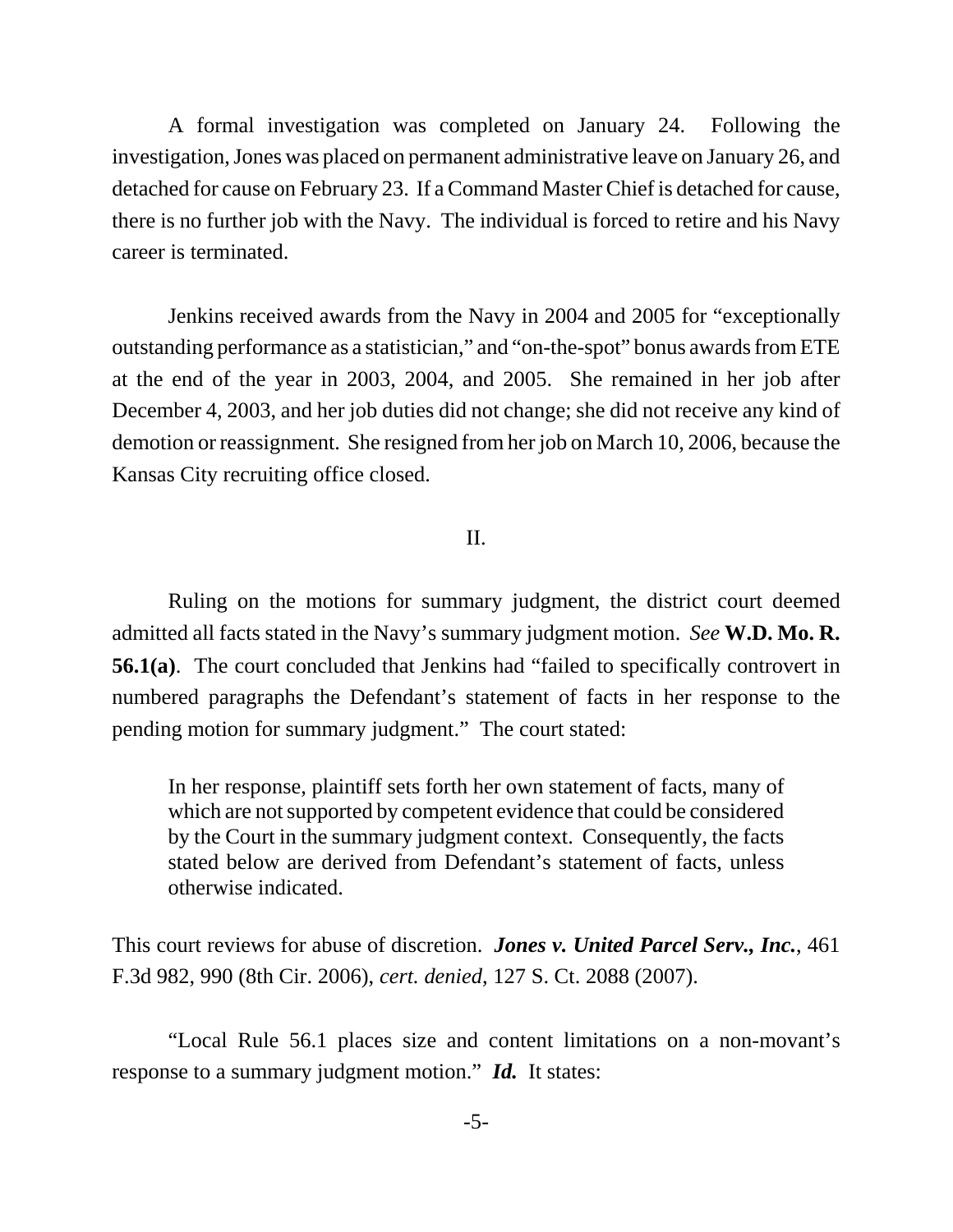A formal investigation was completed on January 24. Following the investigation, Jones was placed on permanent administrative leave on January 26, and detached for cause on February 23. If a Command Master Chief is detached for cause, there is no further job with the Navy. The individual is forced to retire and his Navy career is terminated.

Jenkins received awards from the Navy in 2004 and 2005 for "exceptionally outstanding performance as a statistician," and "on-the-spot" bonus awards from ETE at the end of the year in 2003, 2004, and 2005. She remained in her job after December 4, 2003, and her job duties did not change; she did not receive any kind of demotion or reassignment. She resigned from her job on March 10, 2006, because the Kansas City recruiting office closed.

## II.

Ruling on the motions for summary judgment, the district court deemed admitted all facts stated in the Navy's summary judgment motion. *See* **W.D. Mo. R. 56.1(a)**. The court concluded that Jenkins had "failed to specifically controvert in numbered paragraphs the Defendant's statement of facts in her response to the pending motion for summary judgment." The court stated:

> In her response, plaintiff sets forth her own statement of facts, many of which are not supported by competent evidence that could be considered by the Court in the summary judgment context. Consequently, the facts stated below are derived from Defendant's statement of facts, unless otherwise indicated.

This court reviews for abuse of discretion. ***Jones v. United Parcel Serv., Inc.***, 461 F.3d 982, 990 (8th Cir. 2006), *cert. denied*, 127 S. Ct. 2088 (2007).

"Local Rule 56.1 places size and content limitations on a non-movant's response to a summary judgment motion." ***Id.*** It states: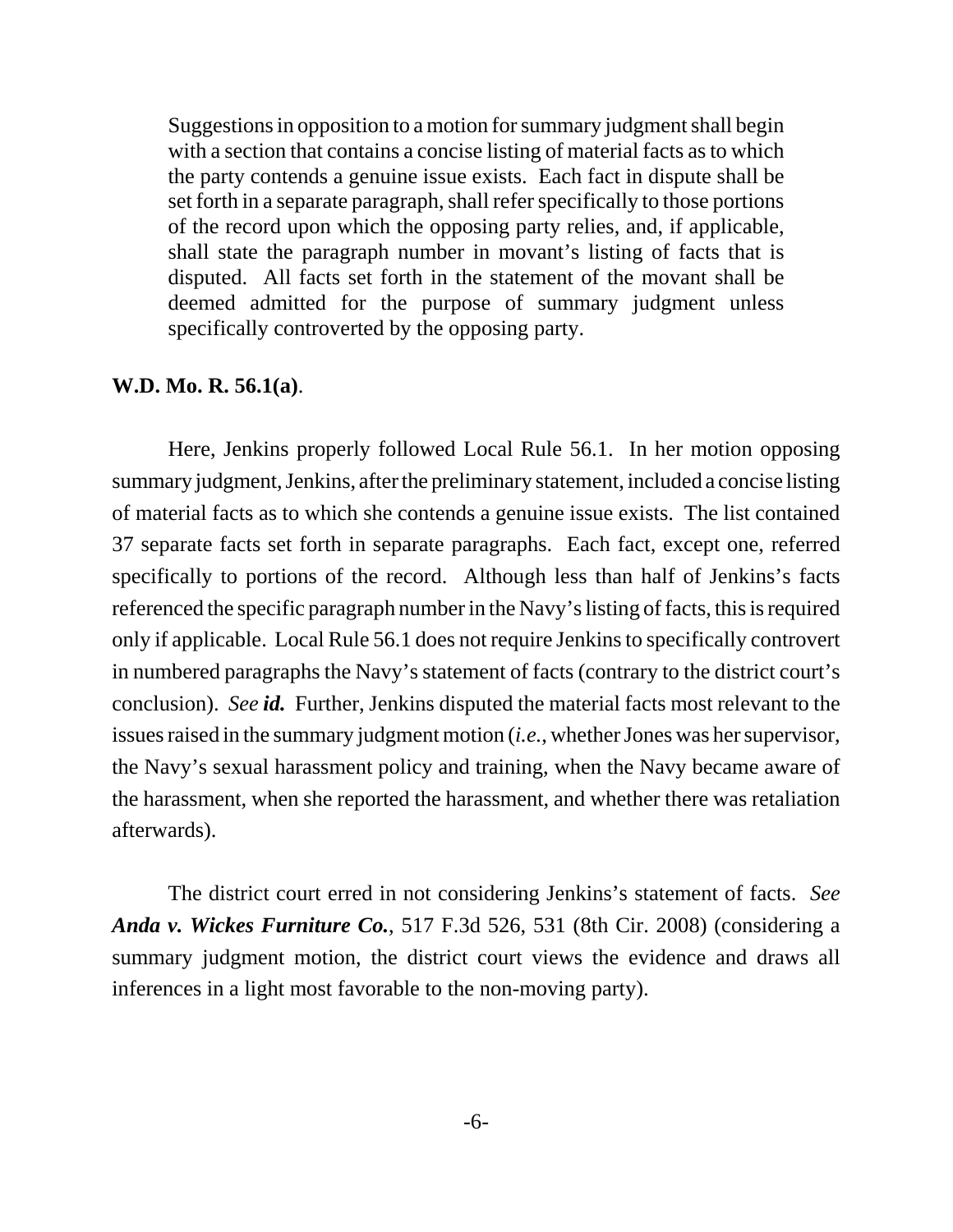> Suggestions in opposition to a motion for summary judgment shall begin with a section that contains a concise listing of material facts as to which the party contends a genuine issue exists. Each fact in dispute shall be set forth in a separate paragraph, shall refer specifically to those portions of the record upon which the opposing party relies, and, if applicable, shall state the paragraph number in movant's listing of facts that is disputed. All facts set forth in the statement of the movant shall be deemed admitted for the purpose of summary judgment unless specifically controverted by the opposing party.

**W.D. Mo. R. 56.1(a)**.

Here, Jenkins properly followed Local Rule 56.1. In her motion opposing summary judgment, Jenkins, after the preliminary statement, included a concise listing of material facts as to which she contends a genuine issue exists. The list contained 37 separate facts set forth in separate paragraphs. Each fact, except one, referred specifically to portions of the record. Although less than half of Jenkins's facts referenced the specific paragraph number in the Navy's listing of facts, this is required only if applicable. Local Rule 56.1 does not require Jenkins to specifically controvert in numbered paragraphs the Navy's statement of facts (contrary to the district court's conclusion). *See* ***id.*** Further, Jenkins disputed the material facts most relevant to the issues raised in the summary judgment motion (*i.e.*, whether Jones was her supervisor, the Navy's sexual harassment policy and training, when the Navy became aware of the harassment, when she reported the harassment, and whether there was retaliation afterwards).

The district court erred in not considering Jenkins's statement of facts. *See* ***Anda v. Wickes Furniture Co.***, 517 F.3d 526, 531 (8th Cir. 2008) (considering a summary judgment motion, the district court views the evidence and draws all inferences in a light most favorable to the non-moving party).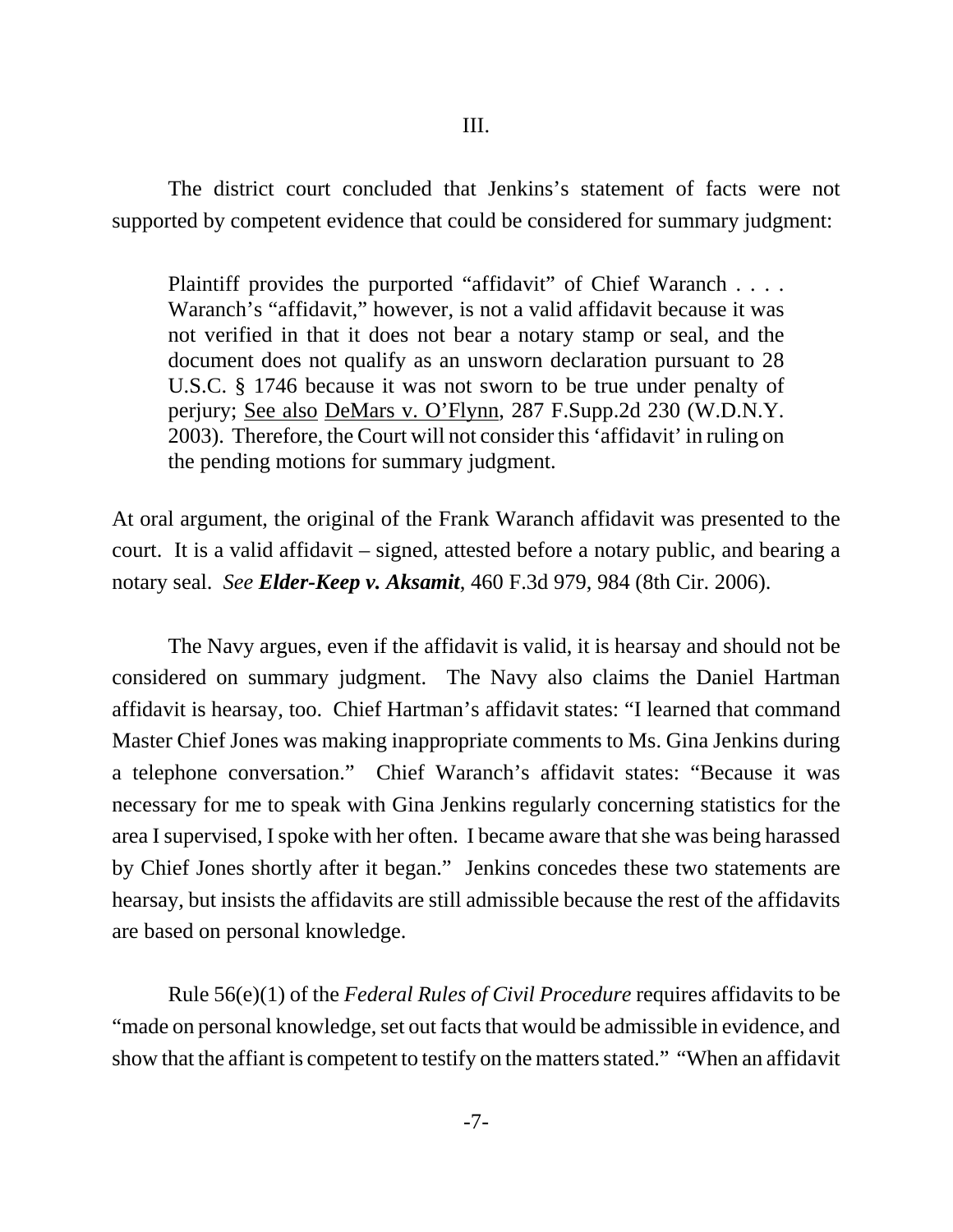III.

The district court concluded that Jenkins's statement of facts were not supported by competent evidence that could be considered for summary judgment:

> Plaintiff provides the purported "affidavit" of Chief Waranch . . . . Waranch's "affidavit," however, is not a valid affidavit because it was not verified in that it does not bear a notary stamp or seal, and the document does not qualify as an unsworn declaration pursuant to 28 U.S.C. § 1746 because it was not sworn to be true under penalty of perjury; See also DeMars v. O'Flynn, 287 F.Supp.2d 230 (W.D.N.Y. 2003). Therefore, the Court will not consider this 'affidavit' in ruling on the pending motions for summary judgment.

At oral argument, the original of the Frank Waranch affidavit was presented to the court. It is a valid affidavit – signed, attested before a notary public, and bearing a notary seal. *See* ***Elder-Keep v. Aksamit***, 460 F.3d 979, 984 (8th Cir. 2006).

The Navy argues, even if the affidavit is valid, it is hearsay and should not be considered on summary judgment. The Navy also claims the Daniel Hartman affidavit is hearsay, too. Chief Hartman's affidavit states: "I learned that command Master Chief Jones was making inappropriate comments to Ms. Gina Jenkins during a telephone conversation." Chief Waranch's affidavit states: "Because it was necessary for me to speak with Gina Jenkins regularly concerning statistics for the area I supervised, I spoke with her often. I became aware that she was being harassed by Chief Jones shortly after it began." Jenkins concedes these two statements are hearsay, but insists the affidavits are still admissible because the rest of the affidavits are based on personal knowledge.

Rule 56(e)(1) of the *Federal Rules of Civil Procedure* requires affidavits to be "made on personal knowledge, set out facts that would be admissible in evidence, and show that the affiant is competent to testify on the matters stated." "When an affidavit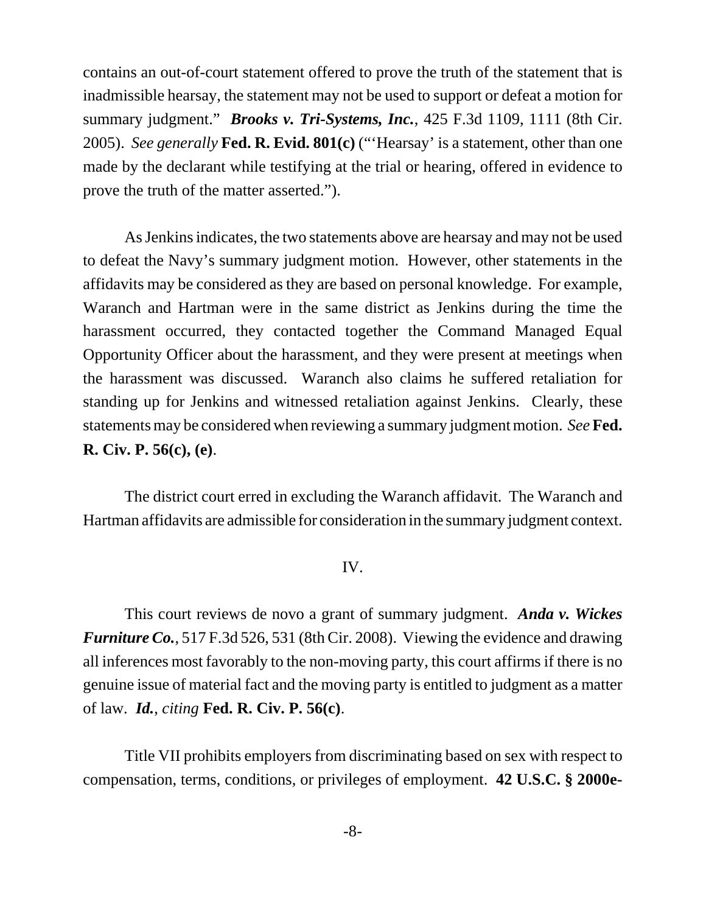contains an out-of-court statement offered to prove the truth of the statement that is inadmissible hearsay, the statement may not be used to support or defeat a motion for summary judgment." ***Brooks v. Tri-Systems, Inc.***, 425 F.3d 1109, 1111 (8th Cir. 2005). *See generally* **Fed. R. Evid. 801(c)** ("'Hearsay' is a statement, other than one made by the declarant while testifying at the trial or hearing, offered in evidence to prove the truth of the matter asserted.").

As Jenkins indicates, the two statements above are hearsay and may not be used to defeat the Navy's summary judgment motion. However, other statements in the affidavits may be considered as they are based on personal knowledge. For example, Waranch and Hartman were in the same district as Jenkins during the time the harassment occurred, they contacted together the Command Managed Equal Opportunity Officer about the harassment, and they were present at meetings when the harassment was discussed. Waranch also claims he suffered retaliation for standing up for Jenkins and witnessed retaliation against Jenkins. Clearly, these statements may be considered when reviewing a summary judgment motion. *See* **Fed. R. Civ. P. 56(c), (e)**.

The district court erred in excluding the Waranch affidavit. The Waranch and Hartman affidavits are admissible for consideration in the summary judgment context.

## IV.

This court reviews de novo a grant of summary judgment. ***Anda v. Wickes Furniture Co.***, 517 F.3d 526, 531 (8th Cir. 2008). Viewing the evidence and drawing all inferences most favorably to the non-moving party, this court affirms if there is no genuine issue of material fact and the moving party is entitled to judgment as a matter of law. ***Id.***, *citing* **Fed. R. Civ. P. 56(c)**.

Title VII prohibits employers from discriminating based on sex with respect to compensation, terms, conditions, or privileges of employment. **42 U.S.C. § 2000e-**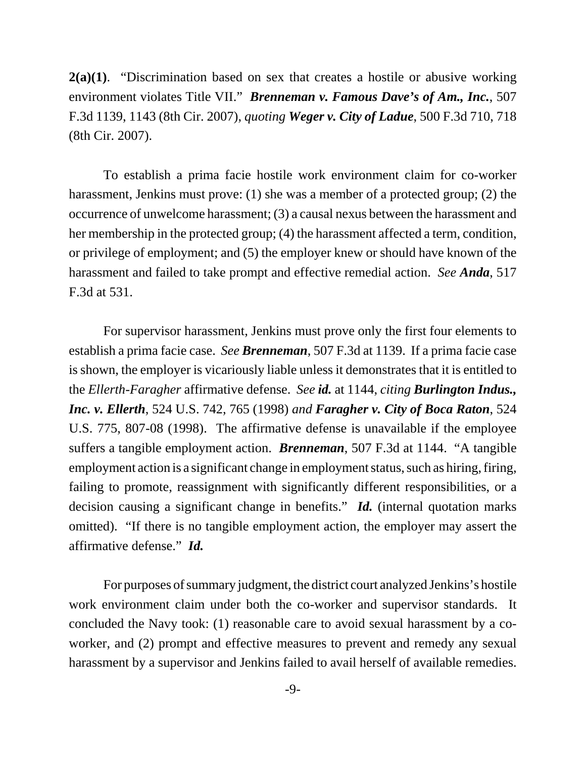**2(a)(1)**. "Discrimination based on sex that creates a hostile or abusive working environment violates Title VII." ***Brenneman v. Famous Dave's of Am., Inc.***, 507 F.3d 1139, 1143 (8th Cir. 2007), *quoting* ***Weger v. City of Ladue***, 500 F.3d 710, 718 (8th Cir. 2007).

To establish a prima facie hostile work environment claim for co-worker harassment, Jenkins must prove: (1) she was a member of a protected group; (2) the occurrence of unwelcome harassment; (3) a causal nexus between the harassment and her membership in the protected group; (4) the harassment affected a term, condition, or privilege of employment; and (5) the employer knew or should have known of the harassment and failed to take prompt and effective remedial action. *See* ***Anda***, 517 F.3d at 531.

For supervisor harassment, Jenkins must prove only the first four elements to establish a prima facie case. *See* ***Brenneman***, 507 F.3d at 1139. If a prima facie case is shown, the employer is vicariously liable unless it demonstrates that it is entitled to the *Ellerth-Faragher* affirmative defense. *See* ***id.*** at 1144, *citing* ***Burlington Indus., Inc. v. Ellerth***, 524 U.S. 742, 765 (1998) *and* ***Faragher v. City of Boca Raton***, 524 U.S. 775, 807-08 (1998). The affirmative defense is unavailable if the employee suffers a tangible employment action. ***Brenneman***, 507 F.3d at 1144. "A tangible employment action is a significant change in employment status, such as hiring, firing, failing to promote, reassignment with significantly different responsibilities, or a decision causing a significant change in benefits." ***Id.*** (internal quotation marks omitted). "If there is no tangible employment action, the employer may assert the affirmative defense." ***Id.***

For purposes of summary judgment, the district court analyzed Jenkins's hostile work environment claim under both the co-worker and supervisor standards. It concluded the Navy took: (1) reasonable care to avoid sexual harassment by a co-worker, and (2) prompt and effective measures to prevent and remedy any sexual harassment by a supervisor and Jenkins failed to avail herself of available remedies.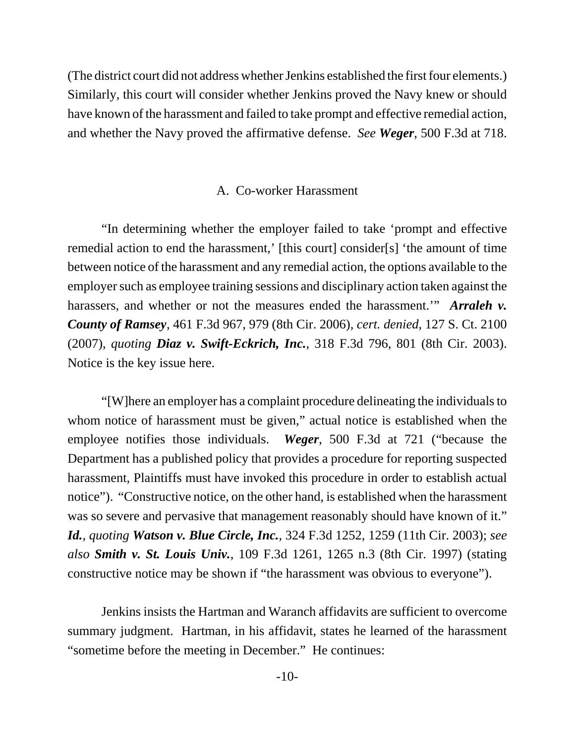(The district court did not address whether Jenkins established the first four elements.) Similarly, this court will consider whether Jenkins proved the Navy knew or should have known of the harassment and failed to take prompt and effective remedial action, and whether the Navy proved the affirmative defense. *See* ***Weger***, 500 F.3d at 718.

### A. Co-worker Harassment

"In determining whether the employer failed to take 'prompt and effective remedial action to end the harassment,' [this court] consider[s] 'the amount of time between notice of the harassment and any remedial action, the options available to the employer such as employee training sessions and disciplinary action taken against the harassers, and whether or not the measures ended the harassment.'" ***Arraleh v. County of Ramsey***, 461 F.3d 967, 979 (8th Cir. 2006), *cert. denied*, 127 S. Ct. 2100 (2007), *quoting* ***Diaz v. Swift-Eckrich, Inc.***, 318 F.3d 796, 801 (8th Cir. 2003). Notice is the key issue here.

"[W]here an employer has a complaint procedure delineating the individuals to whom notice of harassment must be given," actual notice is established when the employee notifies those individuals. ***Weger***, 500 F.3d at 721 ("because the Department has a published policy that provides a procedure for reporting suspected harassment, Plaintiffs must have invoked this procedure in order to establish actual notice"). "Constructive notice, on the other hand, is established when the harassment was so severe and pervasive that management reasonably should have known of it." ***Id.***, *quoting* ***Watson v. Blue Circle, Inc.***, 324 F.3d 1252, 1259 (11th Cir. 2003); *see also* ***Smith v. St. Louis Univ.***, 109 F.3d 1261, 1265 n.3 (8th Cir. 1997) (stating constructive notice may be shown if "the harassment was obvious to everyone").

Jenkins insists the Hartman and Waranch affidavits are sufficient to overcome summary judgment. Hartman, in his affidavit, states he learned of the harassment "sometime before the meeting in December." He continues: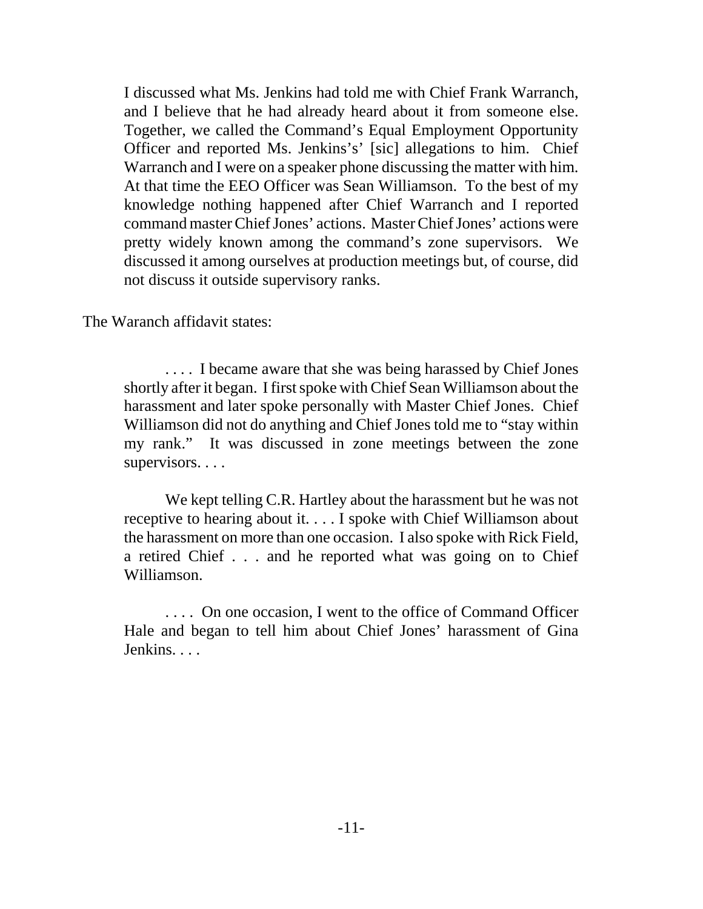> I discussed what Ms. Jenkins had told me with Chief Frank Warranch, and I believe that he had already heard about it from someone else. Together, we called the Command's Equal Employment Opportunity Officer and reported Ms. Jenkins's' [sic] allegations to him. Chief Warranch and I were on a speaker phone discussing the matter with him. At that time the EEO Officer was Sean Williamson. To the best of my knowledge nothing happened after Chief Warranch and I reported command master Chief Jones' actions. Master Chief Jones' actions were pretty widely known among the command's zone supervisors. We discussed it among ourselves at production meetings but, of course, did not discuss it outside supervisory ranks.

The Waranch affidavit states:

> . . . . I became aware that she was being harassed by Chief Jones shortly after it began. I first spoke with Chief Sean Williamson about the harassment and later spoke personally with Master Chief Jones. Chief Williamson did not do anything and Chief Jones told me to "stay within my rank." It was discussed in zone meetings between the zone supervisors. . . .
>
> We kept telling C.R. Hartley about the harassment but he was not receptive to hearing about it. . . . I spoke with Chief Williamson about the harassment on more than one occasion. I also spoke with Rick Field, a retired Chief . . . and he reported what was going on to Chief Williamson.
>
> . . . . On one occasion, I went to the office of Command Officer Hale and began to tell him about Chief Jones' harassment of Gina Jenkins. . . .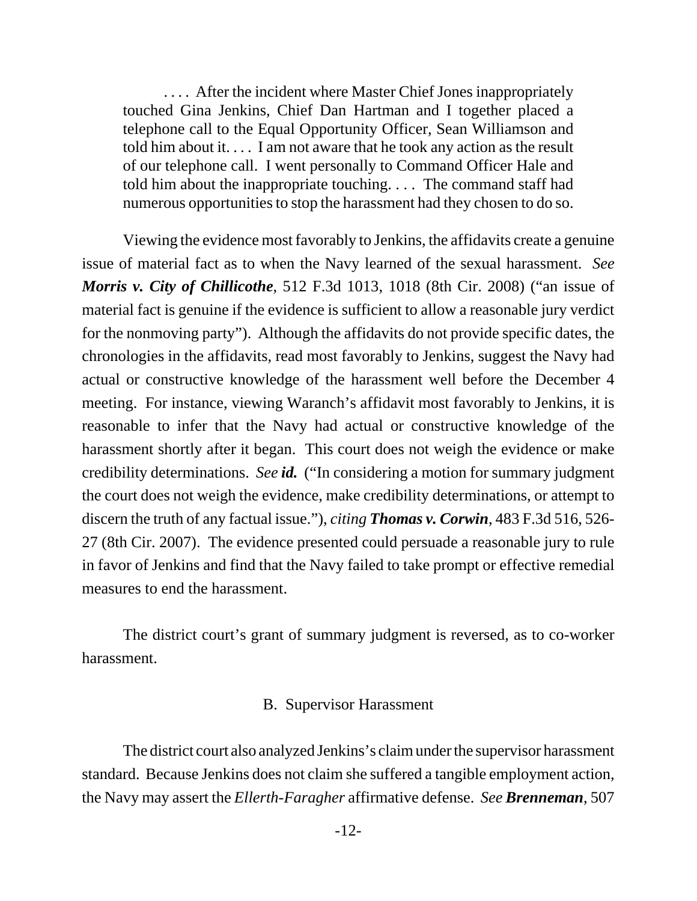> . . . . After the incident where Master Chief Jones inappropriately touched Gina Jenkins, Chief Dan Hartman and I together placed a telephone call to the Equal Opportunity Officer, Sean Williamson and told him about it. . . . I am not aware that he took any action as the result of our telephone call. I went personally to Command Officer Hale and told him about the inappropriate touching. . . . The command staff had numerous opportunities to stop the harassment had they chosen to do so.

Viewing the evidence most favorably to Jenkins, the affidavits create a genuine issue of material fact as to when the Navy learned of the sexual harassment. *See* ***Morris v. City of Chillicothe***, 512 F.3d 1013, 1018 (8th Cir. 2008) ("an issue of material fact is genuine if the evidence is sufficient to allow a reasonable jury verdict for the nonmoving party"). Although the affidavits do not provide specific dates, the chronologies in the affidavits, read most favorably to Jenkins, suggest the Navy had actual or constructive knowledge of the harassment well before the December 4 meeting. For instance, viewing Waranch's affidavit most favorably to Jenkins, it is reasonable to infer that the Navy had actual or constructive knowledge of the harassment shortly after it began. This court does not weigh the evidence or make credibility determinations. *See **id.*** ("In considering a motion for summary judgment the court does not weigh the evidence, make credibility determinations, or attempt to discern the truth of any factual issue."), *citing* ***Thomas v. Corwin***, 483 F.3d 516, 526-27 (8th Cir. 2007). The evidence presented could persuade a reasonable jury to rule in favor of Jenkins and find that the Navy failed to take prompt or effective remedial measures to end the harassment.

The district court's grant of summary judgment is reversed, as to co-worker harassment.

### B. Supervisor Harassment

The district court also analyzed Jenkins's claim under the supervisor harassment standard. Because Jenkins does not claim she suffered a tangible employment action, the Navy may assert the *Ellerth-Faragher* affirmative defense. *See* ***Brenneman***, 507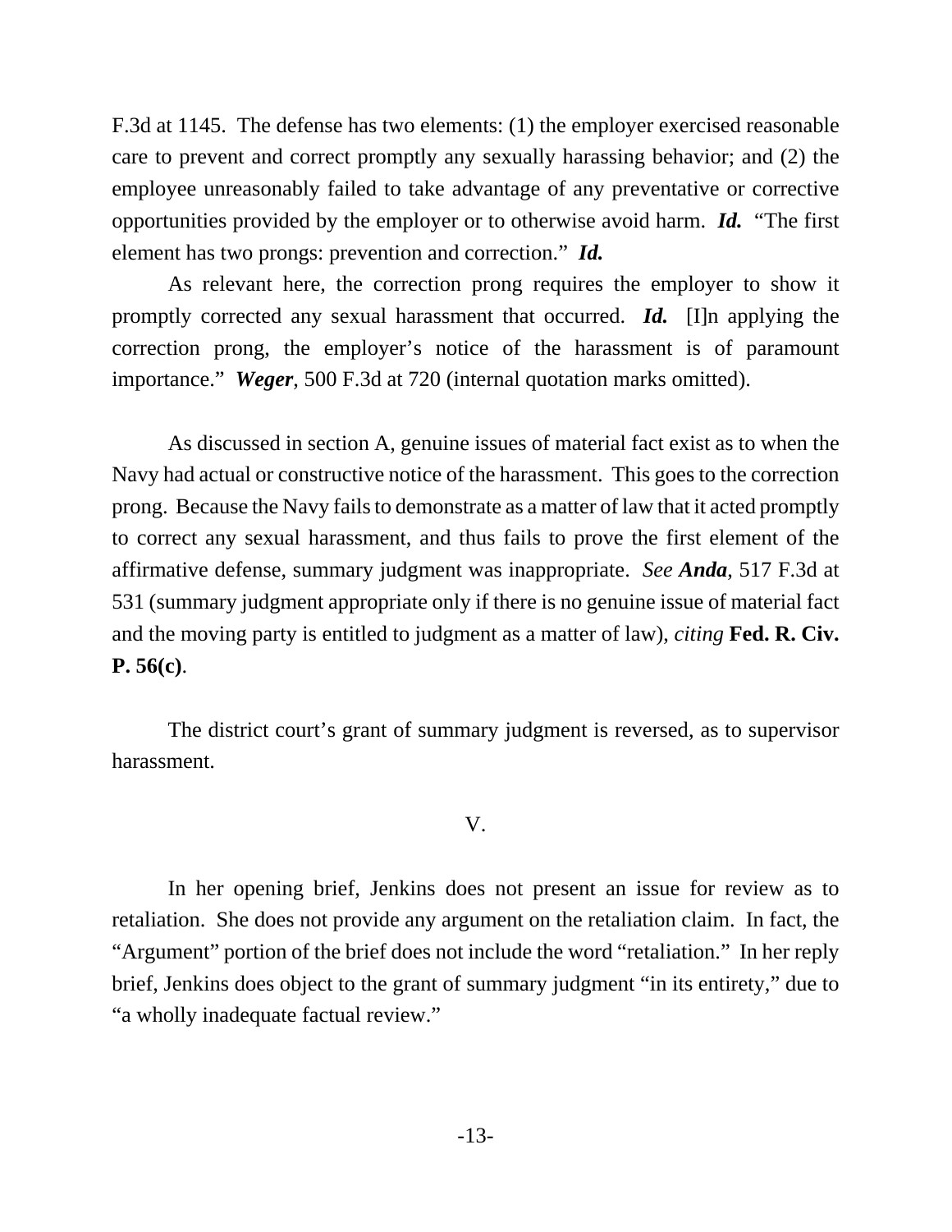F.3d at 1145. The defense has two elements: (1) the employer exercised reasonable care to prevent and correct promptly any sexually harassing behavior; and (2) the employee unreasonably failed to take advantage of any preventative or corrective opportunities provided by the employer or to otherwise avoid harm. ***Id.*** "The first element has two prongs: prevention and correction." ***Id.***

As relevant here, the correction prong requires the employer to show it promptly corrected any sexual harassment that occurred. ***Id.*** [I]n applying the correction prong, the employer's notice of the harassment is of paramount importance." ***Weger***, 500 F.3d at 720 (internal quotation marks omitted).

As discussed in section A, genuine issues of material fact exist as to when the Navy had actual or constructive notice of the harassment. This goes to the correction prong. Because the Navy fails to demonstrate as a matter of law that it acted promptly to correct any sexual harassment, and thus fails to prove the first element of the affirmative defense, summary judgment was inappropriate. *See* ***Anda***, 517 F.3d at 531 (summary judgment appropriate only if there is no genuine issue of material fact and the moving party is entitled to judgment as a matter of law), *citing* **Fed. R. Civ. P. 56(c)**.

The district court's grant of summary judgment is reversed, as to supervisor harassment.

V.

In her opening brief, Jenkins does not present an issue for review as to retaliation. She does not provide any argument on the retaliation claim. In fact, the "Argument" portion of the brief does not include the word "retaliation." In her reply brief, Jenkins does object to the grant of summary judgment "in its entirety," due to "a wholly inadequate factual review."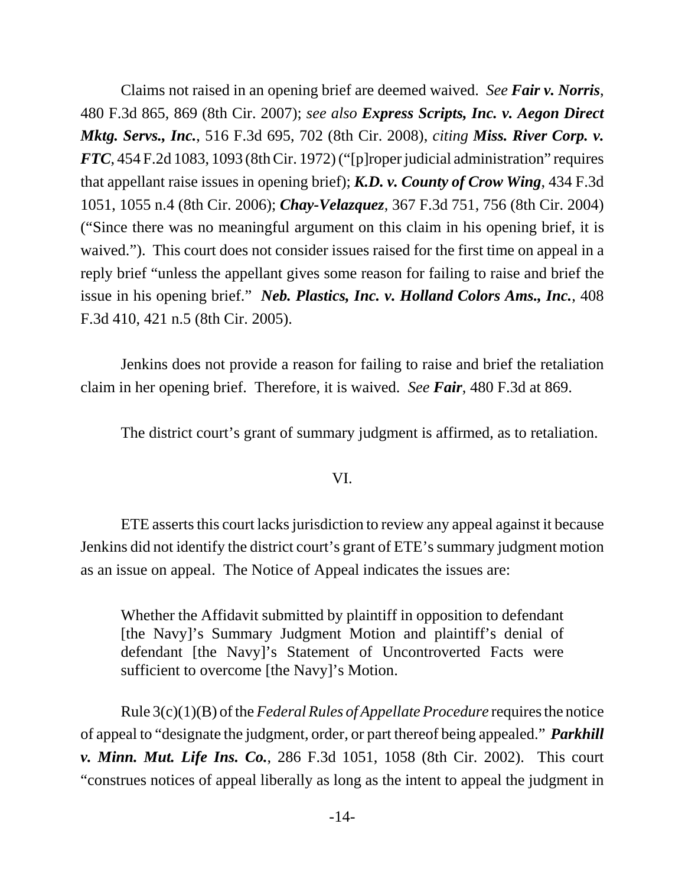Claims not raised in an opening brief are deemed waived. *See* ***Fair v. Norris***, 480 F.3d 865, 869 (8th Cir. 2007); *see also* ***Express Scripts, Inc. v. Aegon Direct Mktg. Servs., Inc.***, 516 F.3d 695, 702 (8th Cir. 2008), *citing* ***Miss. River Corp. v. FTC***, 454 F.2d 1083, 1093 (8th Cir. 1972) ("[p]roper judicial administration" requires that appellant raise issues in opening brief); ***K.D. v. County of Crow Wing***, 434 F.3d 1051, 1055 n.4 (8th Cir. 2006); ***Chay-Velazquez***, 367 F.3d 751, 756 (8th Cir. 2004) ("Since there was no meaningful argument on this claim in his opening brief, it is waived."). This court does not consider issues raised for the first time on appeal in a reply brief "unless the appellant gives some reason for failing to raise and brief the issue in his opening brief." ***Neb. Plastics, Inc. v. Holland Colors Ams., Inc.***, 408 F.3d 410, 421 n.5 (8th Cir. 2005).

Jenkins does not provide a reason for failing to raise and brief the retaliation claim in her opening brief. Therefore, it is waived. *See* ***Fair***, 480 F.3d at 869.

The district court's grant of summary judgment is affirmed, as to retaliation.

VI.

ETE asserts this court lacks jurisdiction to review any appeal against it because Jenkins did not identify the district court's grant of ETE's summary judgment motion as an issue on appeal. The Notice of Appeal indicates the issues are:

> Whether the Affidavit submitted by plaintiff in opposition to defendant [the Navy]'s Summary Judgment Motion and plaintiff's denial of defendant [the Navy]'s Statement of Uncontroverted Facts were sufficient to overcome [the Navy]'s Motion.

Rule 3(c)(1)(B) of the *Federal Rules of Appellate Procedure* requires the notice of appeal to "designate the judgment, order, or part thereof being appealed." ***Parkhill v. Minn. Mut. Life Ins. Co.***, 286 F.3d 1051, 1058 (8th Cir. 2002). This court "construes notices of appeal liberally as long as the intent to appeal the judgment in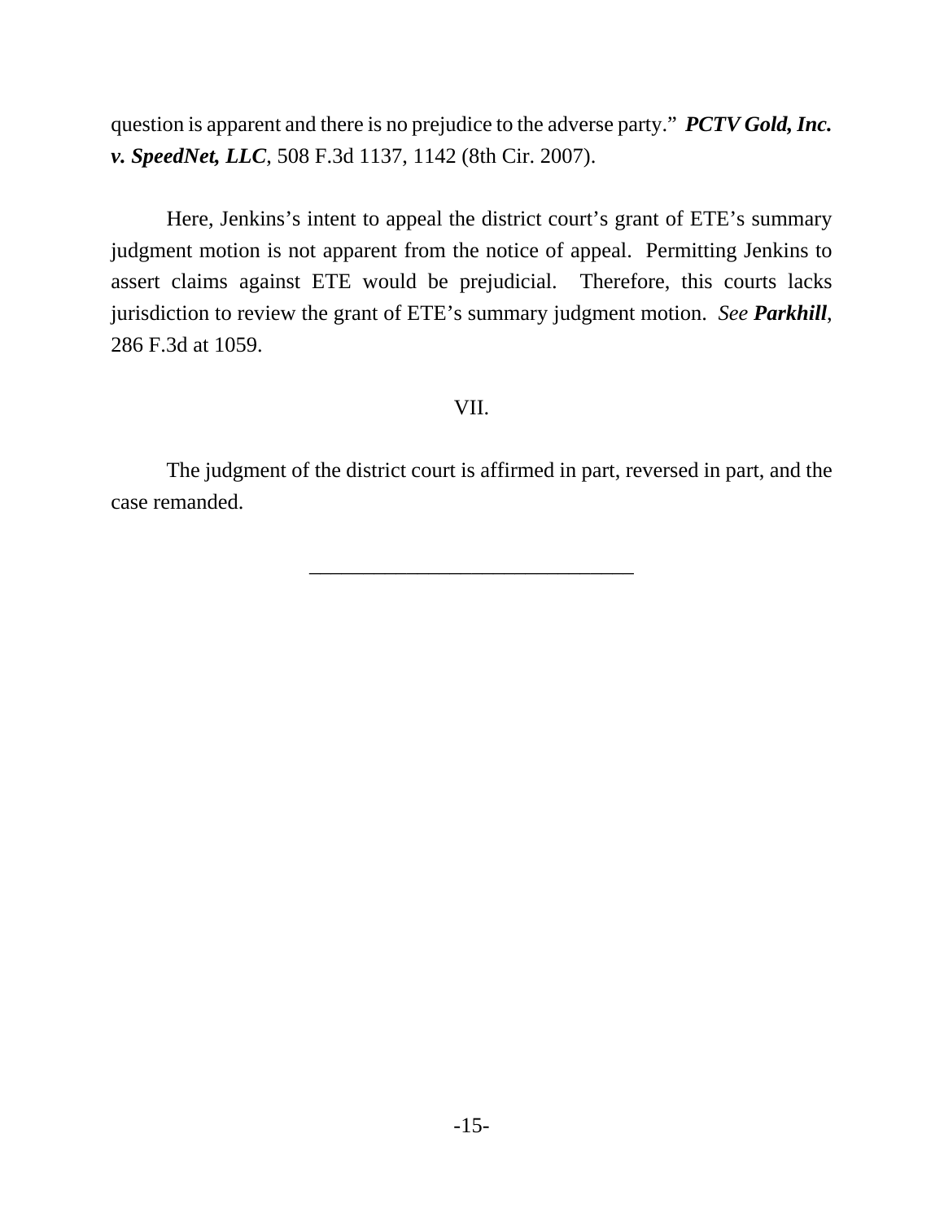question is apparent and there is no prejudice to the adverse party." ***PCTV Gold, Inc. v. SpeedNet, LLC***, 508 F.3d 1137, 1142 (8th Cir. 2007).

Here, Jenkins's intent to appeal the district court's grant of ETE's summary judgment motion is not apparent from the notice of appeal. Permitting Jenkins to assert claims against ETE would be prejudicial. Therefore, this courts lacks jurisdiction to review the grant of ETE's summary judgment motion. *See* ***Parkhill***, 286 F.3d at 1059.

VII.

The judgment of the district court is affirmed in part, reversed in part, and the case remanded.

______________________________